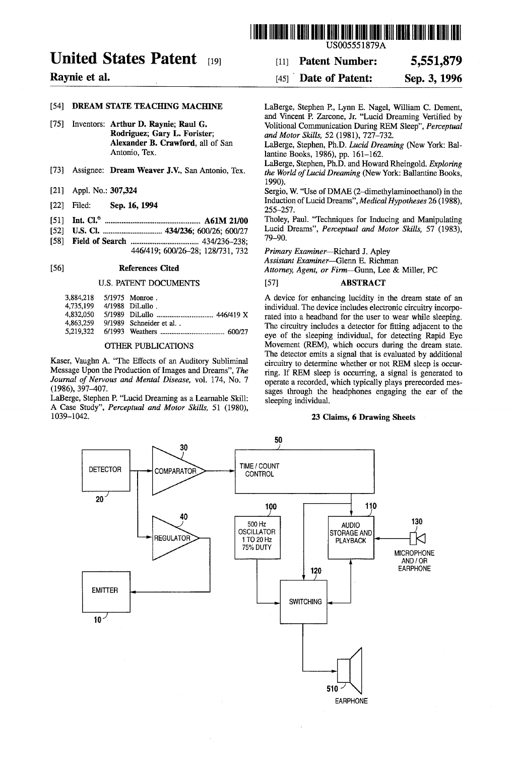US005551879A

# United States Patent [19]

**Raynie et al.**

[11] **Patent Number: 5,551,879**

[45] **Date of Patent: Sep. 3, 1996**

[54] **DREAM STATE TEACHING MACHINE**

[75] Inventors: **Arthur D. Raynie; Raul G. Rodriguez; Gary L. Forister; Alexander B. Crawford**, all of San Antonio, Tex.

[73] Assignee: **Dream Weaver J.V.**, San Antonio, Tex.

[21] Appl. No.: **307,324**

[22] Filed: **Sep. 16, 1994**

[51] **Int. Cl.**[6] .................................................. **A61M 21/00**

[52] **U.S. Cl.** ................................ **434/236**; 600/26; 600/27

[58] **Field of Search** .................................... 434/236–238; 446/419; 600/26–28; 128/731, 732

[56] **References Cited**

U.S. PATENT DOCUMENTS

| | | | |
|---|---|---|---|
| 3,884,218 | 5/1975 | Monroe . | |
| 4,735,199 | 4/1988 | DiLullo . | |
| 4,832,050 | 5/1989 | DiLullo | 446/419 X |
| 4,863,259 | 9/1989 | Schneider et al. . | |
| 5,219,322 | 6/1993 | Weathers | 600/27 |

OTHER PUBLICATIONS

Kaser, Vaughn A. "The Effects of an Auditory Subliminal Message Upon the Production of Images and Dreams", *The Journal of Nervous and Mental Disease*, vol. 174, No. 7 (1986), 397–407.

LaBerge, Stephen P. "Lucid Dreaming as a Learnable Skill: A Case Study", *Perceptual and Motor Skills*, 51 (1980), 1039–1042.

LaBerge, Stephen P., Lynn E. Nagel, William C. Dement, and Vincent P. Zarcone, Jr. "Lucid Dreaming Verified by Volitional Communication During REM Sleep", *Perceptual and Motor Skills*, 52 (1981), 727–732.

LaBerge, Stephen, Ph.D. *Lucid Dreaming* (New York: Ballantine Books, 1986), pp. 161–162.

LaBerge, Stephen, Ph.D. and Howard Rheingold. *Exploring the World of Lucid Dreaming* (New York: Ballantine Books, 1990).

Sergio, W. "Use of DMAE (2–dimethylaminoethanol) in the Induction of Lucid Dreams", *Medical Hypotheses* 26 (1988), 255–257.

Tholey, Paul. "Techniques for Inducing and Manipulating Lucid Dreams", *Perceptual and Motor Skills*, 57 (1983), 79–90.

*Primary Examiner*—Richard J. Apley
*Assistant Examiner*—Glenn E. Richman
*Attorney, Agent, or Firm*—Gunn, Lee & Miller, PC

[57] **ABSTRACT**

A device for enhancing lucidity in the dream state of an individual. The device includes electronic circuitry incorporated into a headband for the user to wear while sleeping. The circuitry includes a detector for fitting adjacent to the eye of the sleeping individual, for detecting Rapid Eye Movement (REM), which occurs during the dream state. The detector emits a signal that is evaluated by additional circuitry to determine whether or not REM sleep is occurring. If REM sleep is occurring, a signal is generated to operate a recorded, which typically plays prerecorded messages through the headphones engaging the ear of the sleeping individual.

**23 Claims, 6 Drawing Sheets**

DETECTOR 20 · COMPARATOR 30 · REGULATOR 40 · EMITTER 10 · TIME / COUNT CONTROL 50 · 500 Hz OSCILLATOR 1 TO 20 Hz 75% DUTY 100 · AUDIO STORAGE AND PLAYBACK 110 · SWITCHING 120 · MICROPHONE AND / OR EARPHONE 130 · EARPHONE 510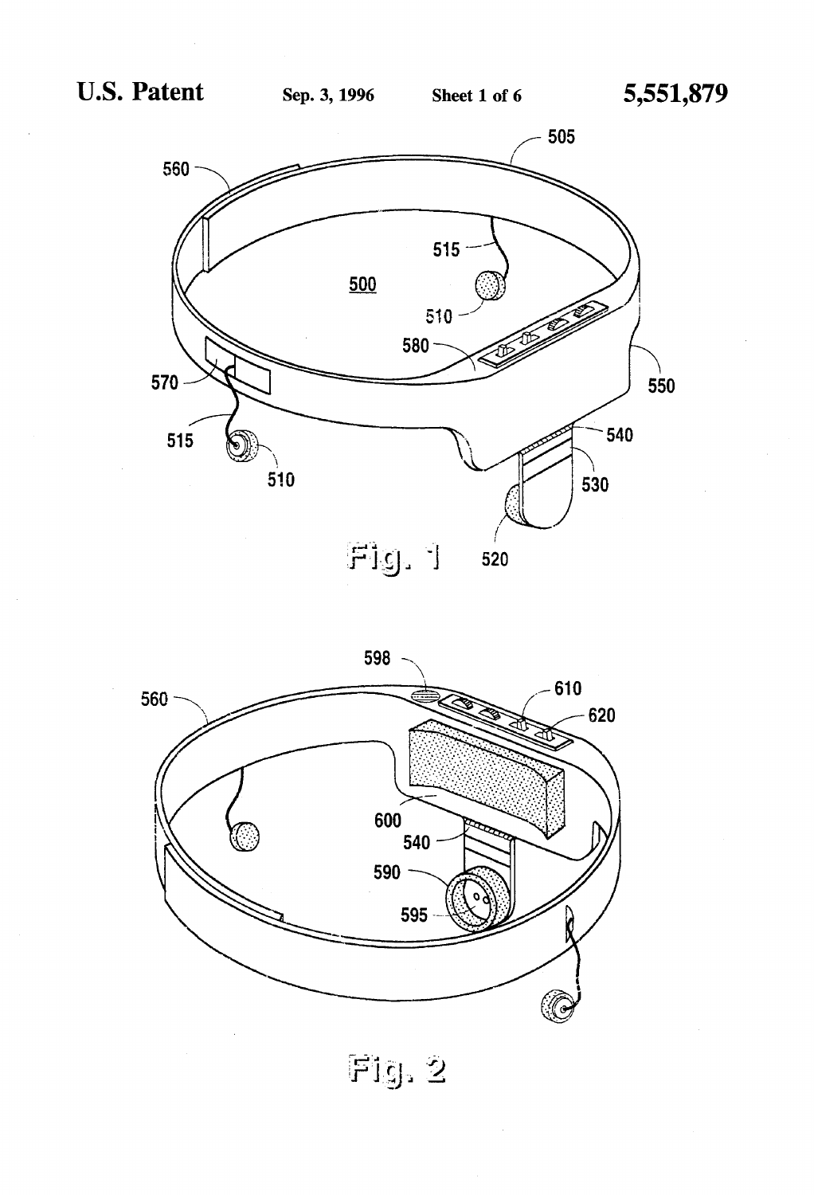Fig. 1

Fig. 2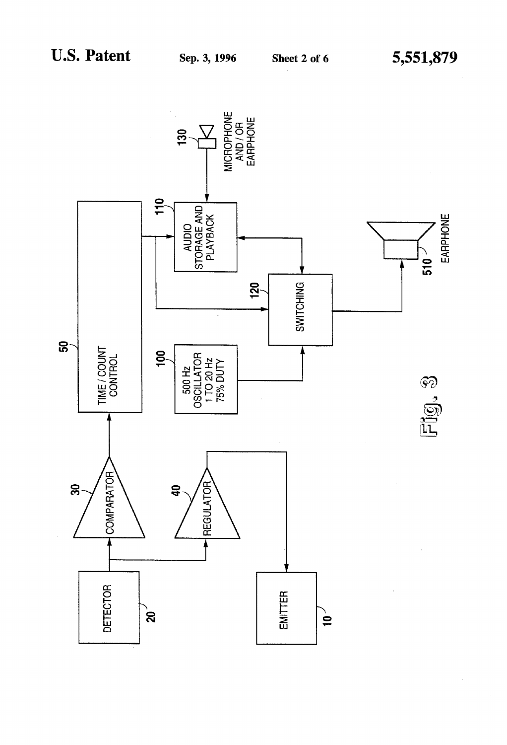DETECTOR 20

COMPARATOR 30

REGULATOR 40

EMITTER 10

TIME / COUNT CONTROL 50

500 Hz OSCILLATOR 1 TO 20 Hz 75% DUTY 100

AUDIO STORAGE AND PLAYBACK 110

SWITCHING 120

MICROPHONE AND / OR EARPHONE 130

EARPHONE 510

Fig. 3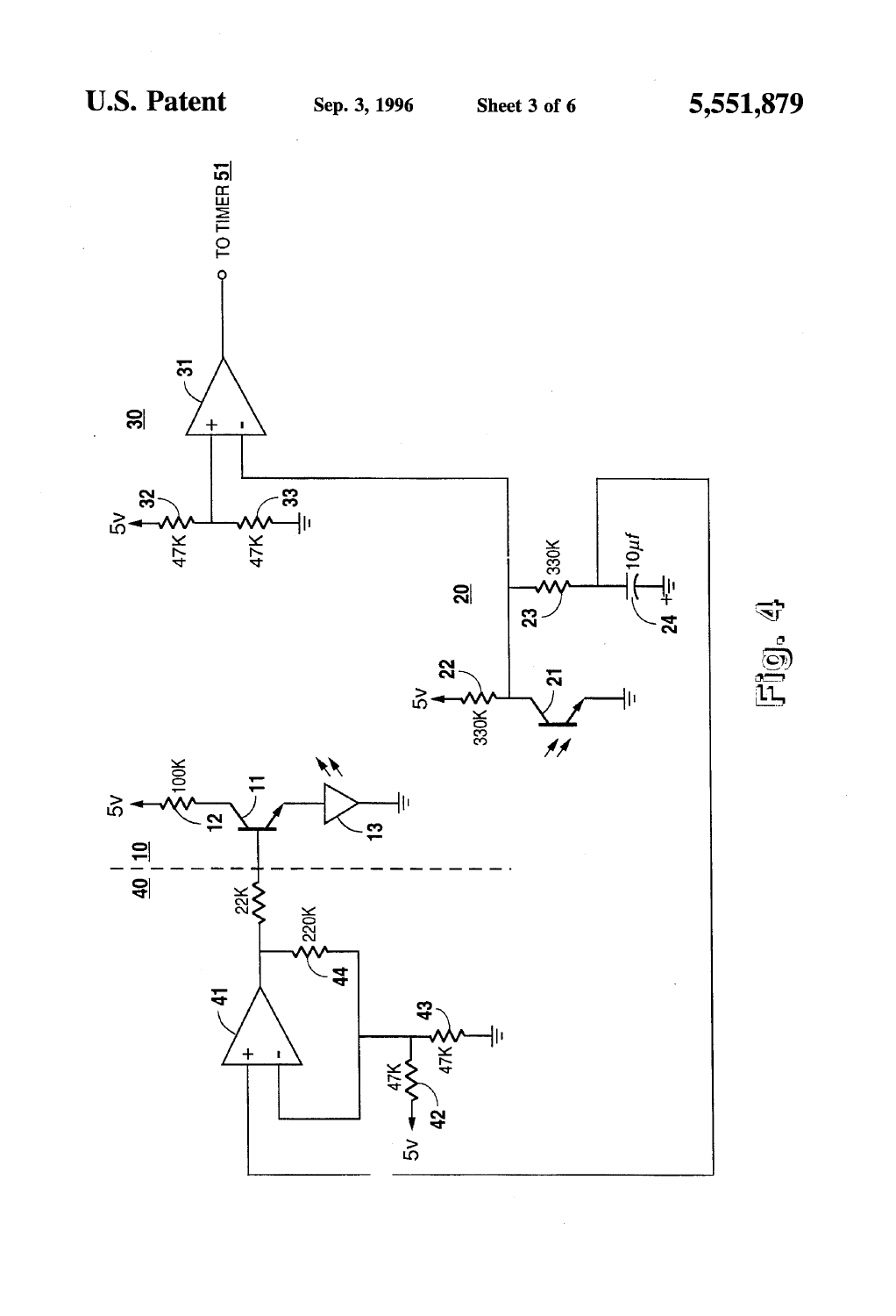Fig. 4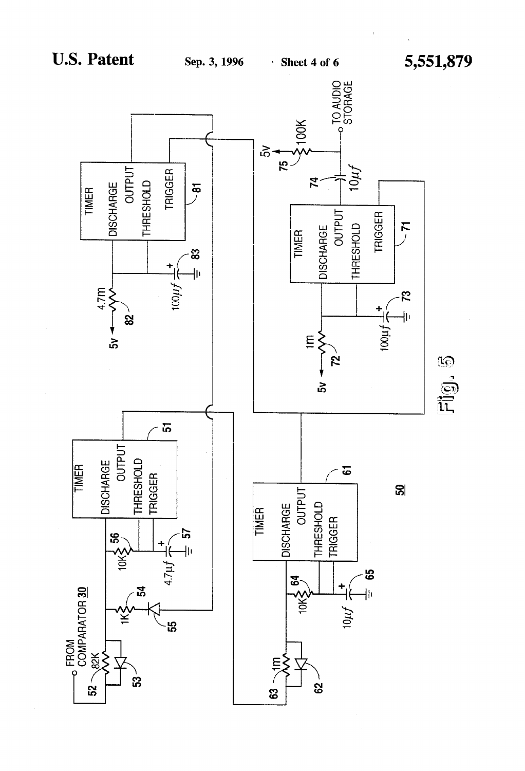Fig. 5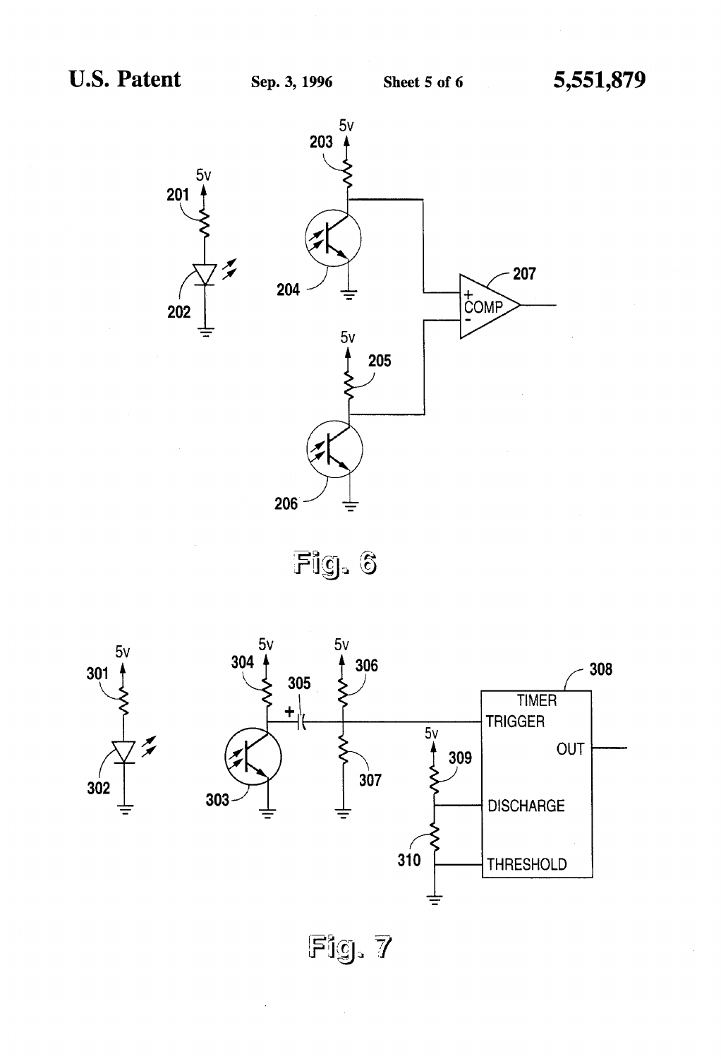Fig. 6

Fig. 7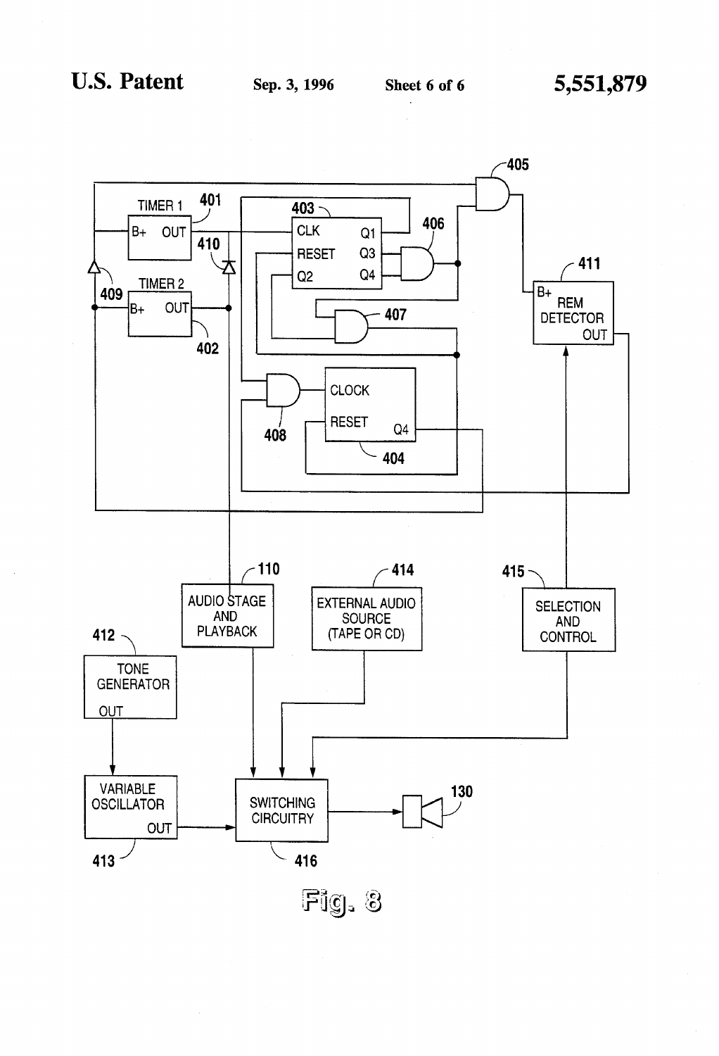TIMER 1 401

B+ OUT

410

TIMER 2

409 B+ OUT

402

403

CLK Q1

RESET Q3

Q2 Q4

406

407

405

411

B+ REM DETECTOR OUT

CLOCK

RESET Q4

408

404

110

AUDIO STAGE AND PLAYBACK

414

EXTERNAL AUDIO SOURCE (TAPE OR CD)

415

SELECTION AND CONTROL

412

TONE GENERATOR OUT

VARIABLE OSCILLATOR OUT

413

SWITCHING CIRCUITRY

416

130

Fig. 8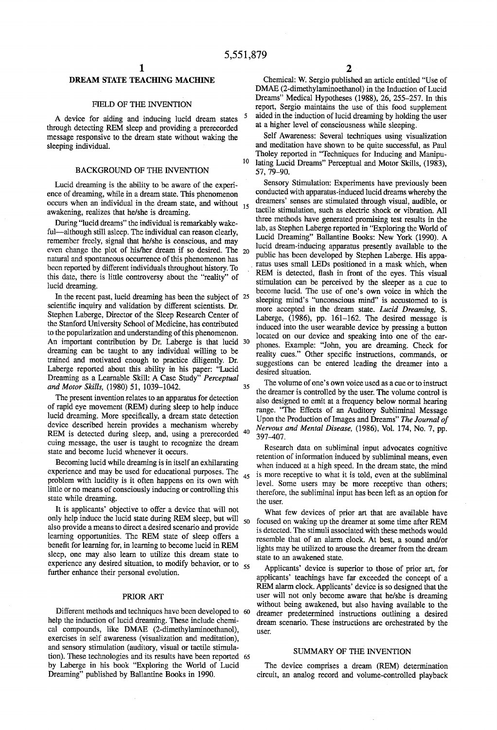## DREAM STATE TEACHING MACHINE

### FIELD OF THE INVENTION

A device for aiding and inducing lucid dream states through detecting REM sleep and providing a prerecorded message responsive to the dream state without waking the sleeping individual.

### BACKGROUND OF THE INVENTION

Lucid dreaming is the ability to be aware of the experience of dreaming, while in a dream state. This phenomenon occurs when an individual in the dream state, and without awakening, realizes that he/she is dreaming.

During "lucid dreams" the individual is remarkably wakeful—although still asleep. The individual can reason clearly, remember freely, signal that he/she is conscious, and may even change the plot of his/her dream if so desired. The natural and spontaneous occurrence of this phenomenon has been reported by different individuals throughout history. To this date, there is little controversy about the "reality" of lucid dreaming.

In the recent past, lucid dreaming has been the subject of scientific inquiry and validation by different scientists. Dr. Stephen Laberge, Director of the Sleep Research Center of the Stanford University School of Medicine, has contributed to the popularization and understanding of this phenomenon. An important contribution by Dr. Laberge is that lucid dreaming can be taught to any individual willing to be trained and motivated enough to practice diligently. Dr. Laberge reported about this ability in his paper: "Lucid Dreaming as a Learnable Skill: A Case Study" *Perceptual and Motor Skills,* (1980) 51, 1039–1042.

The present invention relates to an apparatus for detection of rapid eye movement (REM) during sleep to help induce lucid dreaming. More specifically, a dream state detection device described herein provides a mechanism whereby REM is detected during sleep, and, using a prerecorded cuing message, the user is taught to recognize the dream state and become lucid whenever it occurs.

Becoming lucid while dreaming is in itself an exhilarating experience and may be used for educational purposes. The problem with lucidity is it often happens on its own with little or no means of consciously inducing or controlling this state while dreaming.

It is applicants' objective to offer a device that will not only help induce the lucid state during REM sleep, but will also provide a means to direct a desired scenario and provide learning opportunities. The REM state of sleep offers a benefit for learning for, in learning to become lucid in REM sleep, one may also learn to utilize this dream state to experience any desired situation, to modify behavior, or to further enhance their personal evolution.

### PRIOR ART

Different methods and techniques have been developed to help the induction of lucid dreaming. These include chemical compounds, like DMAE (2-dimethylaminoethanol), exercises in self awareness (visualization and meditation), and sensory stimulation (auditory, visual or tactile stimulation). These technologies and its results have been reported by Laberge in his book "Exploring the World of Lucid Dreaming" published by Ballantine Books in 1990.

Chemical: W. Sergio published an article entitled "Use of DMAE (2-dimethylaminoethanol) in the Induction of Lucid Dreams" Medical Hypotheses (1988), 26, 255–257. In this report, Sergio maintains the use of this food supplement aided in the induction of lucid dreaming by holding the user at a higher level of consciousness while sleeping.

Self Awareness: Several techniques using visualization and meditation have shown to be quite successful, as Paul Tholey reported in "Techniques for Inducing and Manipulating Lucid Dreams" Perceptual and Motor Skills, (1983), 57, 79–90.

Sensory Stimulation: Experiments have previously been conducted with apparatus-induced lucid dreams whereby the dreamers' senses are stimulated through visual, audible, or tactile stimulation, such as electric shock or vibration. All three methods have generated promising test results in the lab, as Stephen Laberge reported in "Exploring the World of Lucid Dreaming" Ballantine Books: New York (1990). A lucid dream-inducing apparatus presently available to the public has been developed by Stephen Laberge. His apparatus uses small LEDs positioned in a mask which, when REM is detected, flash in front of the eyes. This visual stimulation can be perceived by the sleeper as a cue to become lucid. The use of one's own voice in which the sleeping mind's "unconscious mind" is accustomed to is more accepted in the dream state. *Lucid Dreaming,* S. Laberge, (1986), pp. 161–162. The desired message is induced into the user wearable device by pressing a button located on our device and speaking into one of the earphones. Example: "John, you are dreaming. Check for reality cues." Other specific instructions, commands, or suggestions can be entered leading the dreamer into a desired situation.

The volume of one's own voice used as a cue or to instruct the dreamer is controlled by the user. The volume control is also designed to emit at a frequency below normal hearing range. "The Effects of an Auditory Subliminal Message Upon the Production of Images and Dreams" *The Journal of Nervous and Mental Disease,* (1986), Vol. 174, No. 7, pp. 397–407.

Research data on subliminal input advocates cognitive retention of information induced by subliminal means, even when induced at a high speed. In the dream state, the mind is more receptive to what it is told, even at the subliminal level. Some users may be more receptive than others; therefore, the subliminal input has been left as an option for the user.

What few devices of prior art that are available have focused on waking up the dreamer at some time after REM is detected. The stimuli associated with these methods would resemble that of an alarm clock. At best, a sound and/or lights may be utilized to arouse the dreamer from the dream state to an awakened state.

Applicants' device is superior to those of prior art, for applicants' teachings have far exceeded the concept of a REM alarm clock. Applicants' device is so designed that the user will not only become aware that he/she is dreaming without being awakened, but also having available to the dreamer predetermined instructions outlining a desired dream scenario. These instructions are orchestrated by the user.

### SUMMARY OF THE INVENTION

The device comprises a dream (REM) determination circuit, an analog record and volume-controlled playback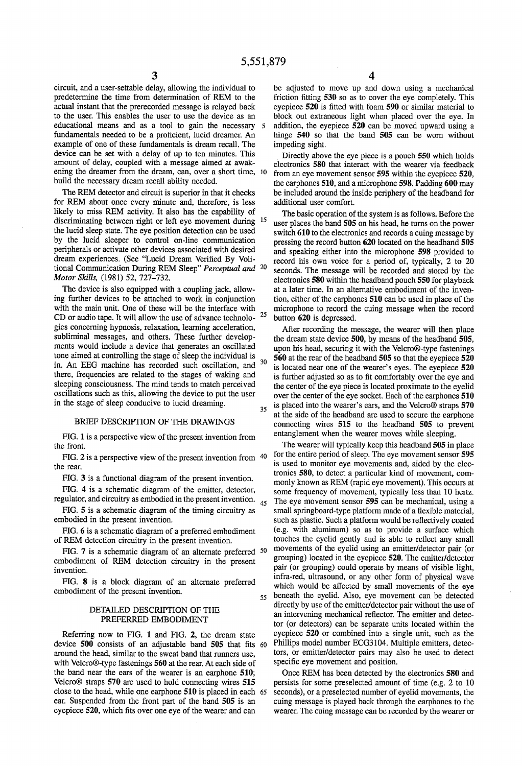circuit, and a user-settable delay, allowing the individual to predetermine the time from determination of REM to the actual instant that the prerecorded message is relayed back to the user. This enables the user to use the device as an educational means and as a tool to gain the necessary fundamentals needed to be a proficient, lucid dreamer. An example of one of these fundamentals is dream recall. The device can be set with a delay of up to ten minutes. This amount of delay, coupled with a message aimed at awakening the dreamer from the dream, can, over a short time, build the necessary dream recall ability needed.

The REM detector and circuit is superior in that it checks for REM about once every minute and, therefore, is less likely to miss REM activity. It also has the capability of discriminating between right or left eye movement during the lucid sleep state. The eye position detection can be used by the lucid sleeper to control on-line communication peripherals or activate other devices associated with desired dream experiences. (See "Lucid Dream Verified By Volitional Communication During REM Sleep" *Perceptual and Motor Skills*, (1981) 52, 727–732.

The device is also equipped with a coupling jack, allowing further devices to be attached to work in conjunction with the main unit. One of these will be the interface with CD or audio tape. It will allow the use of advance technologies concerning hypnosis, relaxation, learning acceleration, subliminal messages, and others. These further developments would include a device that generates an oscillated tone aimed at controlling the stage of sleep the individual is in. An EEG machine has recorded such oscillation, and there, frequencies are related to the stages of waking and sleeping consciousness. The mind tends to match perceived oscillations such as this, allowing the device to put the user in the stage of sleep conducive to lucid dreaming.

## BRIEF DESCRIPTION OF THE DRAWINGS

FIG. **1** is a perspective view of the present invention from the front.

FIG. **2** is a perspective view of the present invention from the rear.

FIG. **3** is a functional diagram of the present invention.

FIG. **4** is a schematic diagram of the emitter, detector, regulator, and circuitry as embodied in the present invention.

FIG. **5** is a schematic diagram of the timing circuitry as embodied in the present invention.

FIG. **6** is a schematic diagram of a preferred embodiment of REM detection circuitry in the present invention.

FIG. **7** is a schematic diagram of an alternate preferred embodiment of REM detection circuitry in the present invention.

FIG. **8** is a block diagram of an alternate preferred embodiment of the present invention.

## DETAILED DESCRIPTION OF THE PREFERRED EMBODIMENT

Referring now to FIG. **1** and FIG. **2**, the dream state device **500** consists of an adjustable band **505** that fits around the head, similar to the sweat band that runners use, with Velcro®-type fastenings **560** at the rear. At each side of the band near the ears of the wearer is an earphone **510**; Velcro® straps **570** are used to hold connecting wires **515** close to the head, while one earphone **510** is placed in each ear. Suspended from the front part of the band **505** is an eyepiece **520**, which fits over one eye of the wearer and can be adjusted to move up and down using a mechanical friction fitting **530** so as to cover the eye completely. This eyepiece **520** is fitted with foam **590** or similar material to block out extraneous light when placed over the eye. In addition, the eyepiece **520** can be moved upward using a hinge **540** so that the band **505** can be worn without impeding sight.

Directly above the eye piece is a pouch **550** which holds electronics **580** that interact with the wearer via feedback from an eye movement sensor **595** within the eyepiece **520**, the earphones **510**, and a microphone **598**. Padding **600** may be included around the inside periphery of the headband for additional user comfort.

The basic operation of the system is as follows. Before the user places the band **505** on his head, he turns on the power switch **610** to the electronics and records a cuing message by pressing the record button **620** located on the headband **505** and speaking either into the microphone **598** provided to record his own voice for a period of, typically, 2 to 20 seconds. The message will be recorded and stored by the electronics **580** within the headband pouch **550** for playback at a later time. In an alternative embodiment of the invention, either of the earphones **510** can be used in place of the microphone to record the cuing message when the record button **620** is depressed.

After recording the message, the wearer will then place the dream state device **500**, by means of the headband **505**, upon his head, securing it with the Velcro®-type fastenings **560** at the rear of the headband **505** so that the eyepiece **520** is located near one of the wearer's eyes. The eyepiece **520** is further adjusted so as to fit comfortably over the eye and the center of the eye piece is located proximate to the eyelid over the center of the eye socket. Each of the earphones **510** is placed into the wearer's ears, and the Velcro® straps **570** at the side of the headband are used to secure the earphone connecting wires **515** to the headband **505** to prevent entanglement when the wearer moves while sleeping.

The wearer will typically keep this headband **505** in place for the entire period of sleep. The eye movement sensor **595** is used to monitor eye movements and, aided by the electronics **580**, to detect a particular kind of movement, commonly known as REM (rapid eye movement). This occurs at some frequency of movement, typically less than 10 hertz. The eye movement sensor **595** can be mechanical, using a small springboard-type platform made of a flexible material, such as plastic. Such a platform would be reflectively coated (e.g. with aluminum) so as to provide a surface which touches the eyelid gently and is able to reflect any small movements of the eyelid using an emitter/detector pair (or grouping) located in the eyepiece **520**. The emitter/detector pair (or grouping) could operate by means of visible light, infra-red, ultrasound, or any other form of physical wave which would be affected by small movements of the eye beneath the eyelid. Also, eye movement can be detected directly by use of the emitter/detector pair without the use of an intervening mechanical reflector. The emitter and detector (or detectors) can be separate units located within the eyepiece **520** or combined into a single unit, such as the Phillips model number ECG3104. Multiple emitters, detectors, or emitter/detector pairs may also be used to detect specific eye movement and position.

Once REM has been detected by the electronics **580** and persists for some preselected amount of time (e.g. 2 to 10 seconds), or a preselected number of eyelid movements, the cuing message is played back through the earphones to the wearer. The cuing message can be recorded by the wearer or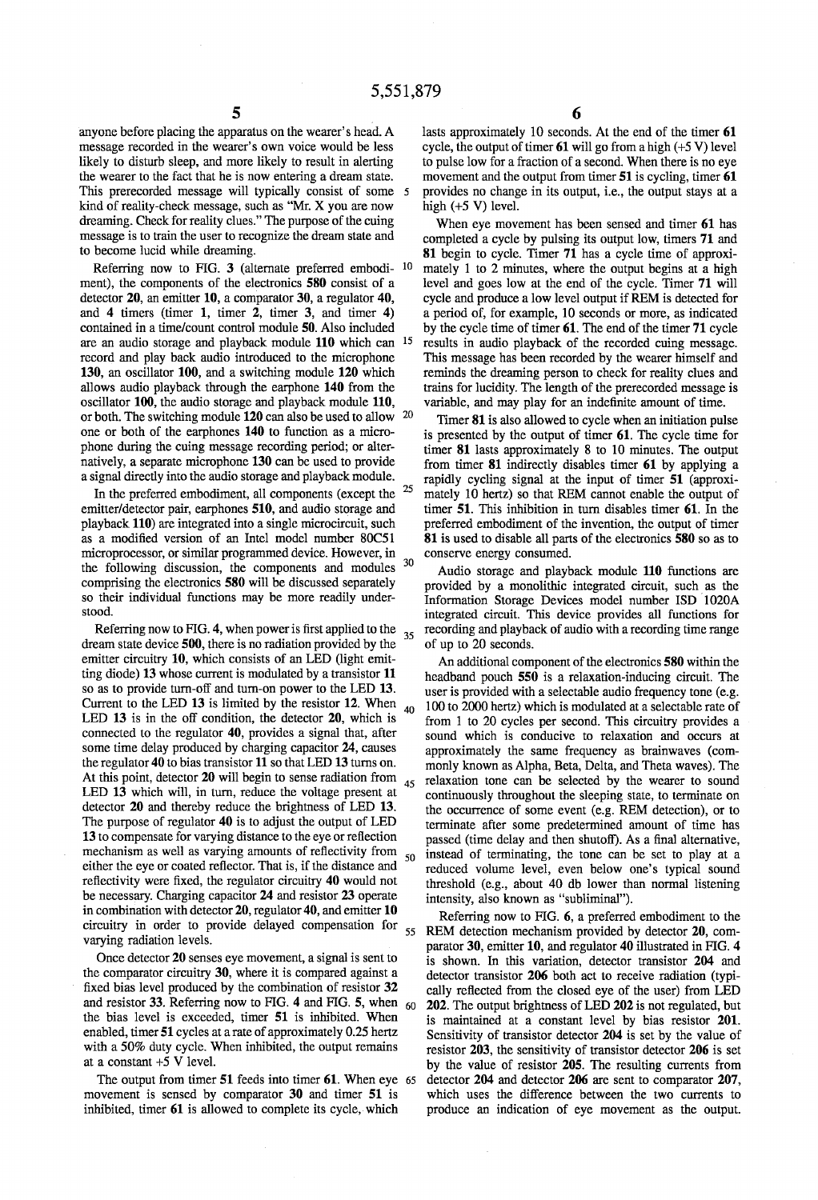anyone before placing the apparatus on the wearer's head. A message recorded in the wearer's own voice would be less likely to disturb sleep, and more likely to result in alerting the wearer to the fact that he is now entering a dream state. This prerecorded message will typically consist of some kind of reality-check message, such as "Mr. X you are now dreaming. Check for reality clues." The purpose of the cuing message is to train the user to recognize the dream state and to become lucid while dreaming.

Referring now to FIG. 3 (alternate preferred embodiment), the components of the electronics **580** consist of a detector **20**, an emitter **10**, a comparator **30**, a regulator **40**, and 4 timers (timer **1**, timer **2**, timer **3**, and timer **4**) contained in a time/count control module **50**. Also included are an audio storage and playback module **110** which can record and play back audio introduced to the microphone **130**, an oscillator **100**, and a switching module **120** which allows audio playback through the earphone **140** from the oscillator **100**, the audio storage and playback module **110**, or both. The switching module **120** can also be used to allow one or both of the earphones **140** to function as a microphone during the cuing message recording period; or alternatively, a separate microphone **130** can be used to provide a signal directly into the audio storage and playback module.

In the preferred embodiment, all components (except the emitter/detector pair, earphones **510**, and audio storage and playback **110**) are integrated into a single microcircuit, such as a modified version of an Intel model number 80C51 microprocessor, or similar programmed device. However, in the following discussion, the components and modules comprising the electronics **580** will be discussed separately so their individual functions may be more readily understood.

Referring now to FIG. 4, when power is first applied to the dream state device **500**, there is no radiation provided by the emitter circuitry **10**, which consists of an LED (light emitting diode) **13** whose current is modulated by a transistor **11** so as to provide turn-off and turn-on power to the LED **13**. Current to the LED **13** is limited by the resistor **12**. When LED **13** is in the off condition, the detector **20**, which is connected to the regulator **40**, provides a signal that, after some time delay produced by charging capacitor **24**, causes the regulator **40** to bias transistor **11** so that LED **13** turns on. At this point, detector **20** will begin to sense radiation from LED **13** which will, in turn, reduce the voltage present at detector **20** and thereby reduce the brightness of LED **13**. The purpose of regulator **40** is to adjust the output of LED **13** to compensate for varying distance to the eye or reflection mechanism as well as varying amounts of reflectivity from either the eye or coated reflector. That is, if the distance and reflectivity were fixed, the regulator circuitry **40** would not be necessary. Charging capacitor **24** and resistor **23** operate in combination with detector **20**, regulator **40**, and emitter **10** circuitry in order to provide delayed compensation for varying radiation levels.

Once detector **20** senses eye movement, a signal is sent to the comparator circuitry **30**, where it is compared against a fixed bias level produced by the combination of resistor **32** and resistor **33**. Referring now to FIG. 4 and FIG. 5, when the bias level is exceeded, timer **51** is inhibited. When enabled, timer **51** cycles at a rate of approximately 0.25 hertz with a 50% duty cycle. When inhibited, the output remains at a constant +5 V level.

The output from timer **51** feeds into timer **61**. When eye movement is sensed by comparator **30** and timer **51** is inhibited, timer **61** is allowed to complete its cycle, which lasts approximately 10 seconds. At the end of the timer **61** cycle, the output of timer **61** will go from a high (+5 V) level to pulse low for a fraction of a second. When there is no eye movement and the output from timer **51** is cycling, timer **61** provides no change in its output, i.e., the output stays at a high (+5 V) level.

When eye movement has been sensed and timer **61** has completed a cycle by pulsing its output low, timers **71** and **81** begin to cycle. Timer **71** has a cycle time of approximately 1 to 2 minutes, where the output begins at a high level and goes low at the end of the cycle. Timer **71** will cycle and produce a low level output if REM is detected for a period of, for example, 10 seconds or more, as indicated by the cycle time of timer **61**. The end of the timer **71** cycle results in audio playback of the recorded cuing message. This message has been recorded by the wearer himself and reminds the dreaming person to check for reality clues and trains for lucidity. The length of the prerecorded message is variable, and may play for an indefinite amount of time.

Timer **81** is also allowed to cycle when an initiation pulse is presented by the output of timer **61**. The cycle time for timer **81** lasts approximately 8 to 10 minutes. The output from timer **81** indirectly disables timer **61** by applying a rapidly cycling signal at the input of timer **51** (approximately 10 hertz) so that REM cannot enable the output of timer **51**. This inhibition in turn disables timer **61**. In the preferred embodiment of the invention, the output of timer **81** is used to disable all parts of the electronics **580** so as to conserve energy consumed.

Audio storage and playback module **110** functions are provided by a monolithic integrated circuit, such as the Information Storage Devices model number ISD 1020A integrated circuit. This device provides all functions for recording and playback of audio with a recording time range of up to 20 seconds.

An additional component of the electronics **580** within the headband pouch **550** is a relaxation-inducing circuit. The user is provided with a selectable audio frequency tone (e.g. 100 to 2000 hertz) which is modulated at a selectable rate of from 1 to 20 cycles per second. This circuitry provides a sound which is conducive to relaxation and occurs at approximately the same frequency as brainwaves (commonly known as Alpha, Beta, Delta, and Theta waves). The relaxation tone can be selected by the wearer to sound continuously throughout the sleeping state, to terminate on the occurrence of some event (e.g. REM detection), or to terminate after some predetermined amount of time has passed (time delay and then shutoff). As a final alternative, instead of terminating, the tone can be set to play at a reduced volume level, even below one's typical sound threshold (e.g., about 40 db lower than normal listening intensity, also known as "subliminal").

Referring now to FIG. 6, a preferred embodiment to the REM detection mechanism provided by detector **20**, comparator **30**, emitter **10**, and regulator **40** illustrated in FIG. 4 is shown. In this variation, detector transistor **204** and detector transistor **206** both act to receive radiation (typically reflected from the closed eye of the user) from LED **202**. The output brightness of LED **202** is not regulated, but is maintained at a constant level by bias resistor **201**. Sensitivity of transistor detector **204** is set by the value of resistor **203**, the sensitivity of transistor detector **206** is set by the value of resistor **205**. The resulting currents from detector **204** and detector **206** are sent to comparator **207**, which uses the difference between the two currents to produce an indication of eye movement as the output.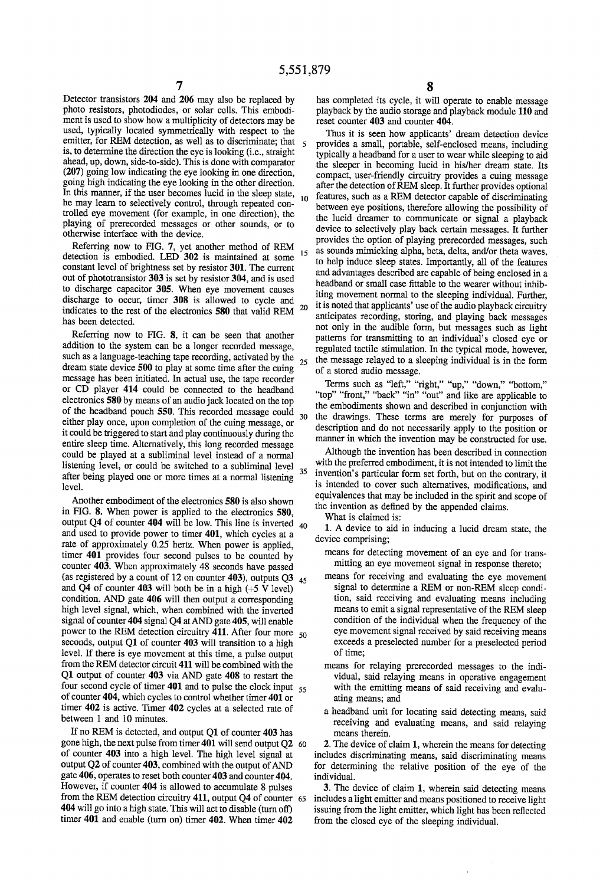Detector transistors **204** and **206** may also be replaced by photo resistors, photodiodes, or solar cells. This embodiment is used to show how a multiplicity of detectors may be used, typically located symmetrically with respect to the emitter, for REM detection, as well as to discriminate; that is, to determine the direction the eye is looking (i.e., straight ahead, up, down, side-to-side). This is done with comparator (**207**) going low indicating the eye looking in one direction, going high indicating the eye looking in the other direction. In this manner, if the user becomes lucid in the sleep state, he may learn to selectively control, through repeated controlled eye movement (for example, in one direction), the playing of prerecorded messages or other sounds, or to otherwise interface with the device.

Referring now to FIG. **7**, yet another method of REM detection is embodied. LED **302** is maintained at some constant level of brightness set by resistor **301**. The current out of phototransistor **303** is set by resistor **304**, and is used to discharge capacitor **305**. When eye movement causes discharge to occur, timer **308** is allowed to cycle and indicates to the rest of the electronics **580** that valid REM has been detected.

Referring now to FIG. **8**, it can be seen that another addition to the system can be a longer recorded message, such as a language-teaching tape recording, activated by the dream state device **500** to play at some time after the cuing message has been initiated. In actual use, the tape recorder or CD player **414** could be connected to the headband electronics **580** by means of an audio jack located on the top of the headband pouch **550**. This recorded message could either play once, upon completion of the cuing message, or it could be triggered to start and play continuously during the entire sleep time. Alternatively, this long recorded message could be played at a subliminal level instead of a normal listening level, or could be switched to a subliminal level after being played one or more times at a normal listening level.

Another embodiment of the electronics **580** is also shown in FIG. **8**. When power is applied to the electronics **580**, output Q4 of counter **404** will be low. This line is inverted and used to provide power to timer **401**, which cycles at a rate of approximately 0.25 hertz. When power is applied, timer **401** provides four second pulses to be counted by counter **403**. When approximately 48 seconds have passed (as registered by a count of 12 on counter **403**), outputs Q3 and Q4 of counter **403** will both be in a high (+5 V level) condition. AND gate **406** will then output a corresponding high level signal, which, when combined with the inverted signal of counter **404** signal Q4 at AND gate **405**, will enable power to the REM detection circuitry **411**. After four more seconds, output Q1 of counter **403** will transition to a high level. If there is eye movement at this time, a pulse output from the REM detector circuit **411** will be combined with the Q1 output of counter **403** via AND gate **408** to restart the four second cycle of timer **401** and to pulse the clock input of counter **404**, which cycles to control whether timer **401** or timer **402** is active. Timer **402** cycles at a selected rate of between 1 and 10 minutes.

If no REM is detected, and output Q1 of counter **403** has gone high, the next pulse from timer **401** will send output Q2 of counter **403** into a high level. The high level signal at output Q2 of counter **403**, combined with the output of AND gate **406**, operates to reset both counter **403** and counter **404**. However, if counter **404** is allowed to accumulate 8 pulses from the REM detection circuitry **411**, output Q4 of counter **404** will go into a high state. This will act to disable (turn off) timer **401** and enable (turn on) timer **402**. When timer **402** has completed its cycle, it will operate to enable message playback by the audio storage and playback module **110** and reset counter **403** and counter **404**.

Thus it is seen how applicants' dream detection device provides a small, portable, self-enclosed means, including typically a headband for a user to wear while sleeping to aid the sleeper in becoming lucid in his/her dream state. Its compact, user-friendly circuitry provides a cuing message after the detection of REM sleep. It further provides optional features, such as a REM detector capable of discriminating between eye positions, therefore allowing the possibility of the lucid dreamer to communicate or signal a playback device to selectively play back certain messages. It further provides the option of playing prerecorded messages, such as sounds mimicking alpha, beta, delta, and/or theta waves, to help induce sleep states. Importantly, all of the features and advantages described are capable of being enclosed in a headband or small case fittable to the wearer without inhibiting movement normal to the sleeping individual. Further, it is noted that applicants' use of the audio playback circuitry anticipates recording, storing, and playing back messages not only in the audible form, but messages such as light patterns for transmitting to an individual's closed eye or regulated tactile stimulation. In the typical mode, however, the message relayed to a sleeping individual is in the form of a stored audio message.

Terms such as "left," "right," "up," "down," "bottom," "top" "front," "back" "in" "out" and like are applicable to the embodiments shown and described in conjunction with the drawings. These terms are merely for purposes of description and do not necessarily apply to the position or manner in which the invention may be constructed for use.

Although the invention has been described in connection with the preferred embodiment, it is not intended to limit the invention's particular form set forth, but on the contrary, it is intended to cover such alternatives, modifications, and equivalences that may be included in the spirit and scope of the invention as defined by the appended claims.

What is claimed is:

1. A device to aid in inducing a lucid dream state, the device comprising;

   means for detecting movement of an eye and for transmitting an eye movement signal in response thereto;

   means for receiving and evaluating the eye movement signal to determine a REM or non-REM sleep condition, said receiving and evaluating means including means to emit a signal representative of the REM sleep condition of the individual when the frequency of the eye movement signal received by said receiving means exceeds a preselected number for a preselected period of time;

   means for relaying prerecorded messages to the individual, said relaying means in operative engagement with the emitting means of said receiving and evaluating means; and

   a headband unit for locating said detecting means, said receiving and evaluating means, and said relaying means therein.

2. The device of claim **1**, wherein the means for detecting includes discriminating means, said discriminating means for determining the relative position of the eye of the individual.

3. The device of claim **1**, wherein said detecting means includes a light emitter and means positioned to receive light issuing from the light emitter, which light has been reflected from the closed eye of the sleeping individual.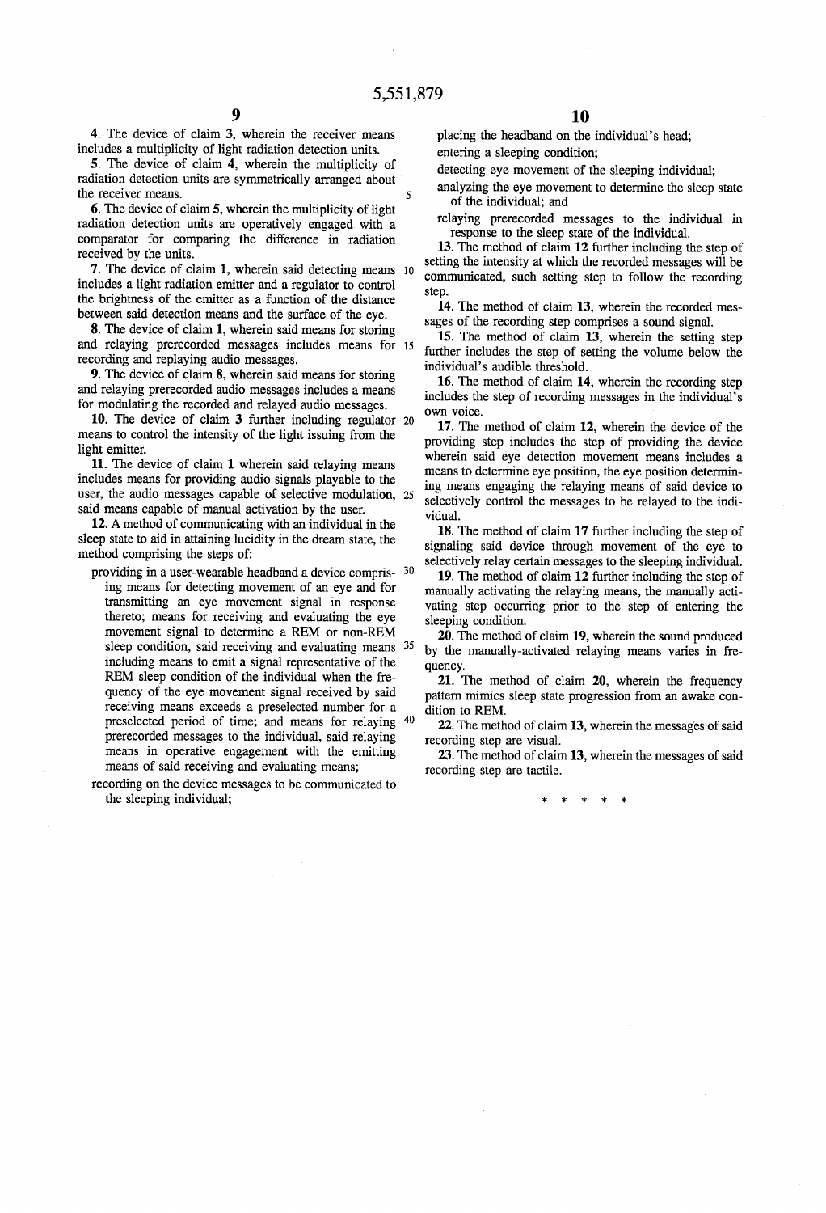4. The device of claim 3, wherein the receiver means includes a multiplicity of light radiation detection units.

5. The device of claim 4, wherein the multiplicity of radiation detection units are symmetrically arranged about the receiver means.

6. The device of claim 5, wherein the multiplicity of light radiation detection units are operatively engaged with a comparator for comparing the difference in radiation received by the units.

7. The device of claim 1, wherein said detecting means includes a light radiation emitter and a regulator to control the brightness of the emitter as a function of the distance between said detection means and the surface of the eye.

8. The device of claim 1, wherein said means for storing and relaying prerecorded messages includes means for recording and replaying audio messages.

9. The device of claim 8, wherein said means for storing and relaying prerecorded audio messages includes a means for modulating the recorded and relayed audio messages.

10. The device of claim 3 further including regulator means to control the intensity of the light issuing from the light emitter.

11. The device of claim 1 wherein said relaying means includes means for providing audio signals playable to the user, the audio messages capable of selective modulation, said means capable of manual activation by the user.

12. A method of communicating with an individual in the sleep state to aid in attaining lucidity in the dream state, the method comprising the steps of:

providing in a user-wearable headband a device comprising means for detecting movement of an eye and for transmitting an eye movement signal in response thereto; means for receiving and evaluating the eye movement signal to determine a REM or non-REM sleep condition, said receiving and evaluating means including means to emit a signal representative of the REM sleep condition of the individual when the frequency of the eye movement signal received by said receiving means exceeds a preselected number for a preselected period of time; and means for relaying prerecorded messages to the individual, said relaying means in operative engagement with the emitting means of said receiving and evaluating means;

recording on the device messages to be communicated to the sleeping individual;

placing the headband on the individual's head;

entering a sleeping condition;

detecting eye movement of the sleeping individual;

analyzing the eye movement to determine the sleep state of the individual; and

relaying prerecorded messages to the individual in response to the sleep state of the individual.

13. The method of claim 12 further including the step of setting the intensity at which the recorded messages will be communicated, such setting step to follow the recording step.

14. The method of claim 13, wherein the recorded messages of the recording step comprises a sound signal.

15. The method of claim 13, wherein the setting step further includes the step of setting the volume below the individual's audible threshold.

16. The method of claim 14, wherein the recording step includes the step of recording messages in the individual's own voice.

17. The method of claim 12, wherein the device of the providing step includes the step of providing the device wherein said eye detection movement means includes a means to determine eye position, the eye position determining means engaging the relaying means of said device to selectively control the messages to be relayed to the individual.

18. The method of claim 17 further including the step of signaling said device through movement of the eye to selectively relay certain messages to the sleeping individual.

19. The method of claim 12 further including the step of manually activating the relaying means, the manually activating step occurring prior to the step of entering the sleeping condition.

20. The method of claim 19, wherein the sound produced by the manually-activated relaying means varies in frequency.

21. The method of claim 20, wherein the frequency pattern mimics sleep state progression from an awake condition to REM.

22. The method of claim 13, wherein the messages of said recording step are visual.

23. The method of claim 13, wherein the messages of said recording step are tactile.

* * * * *